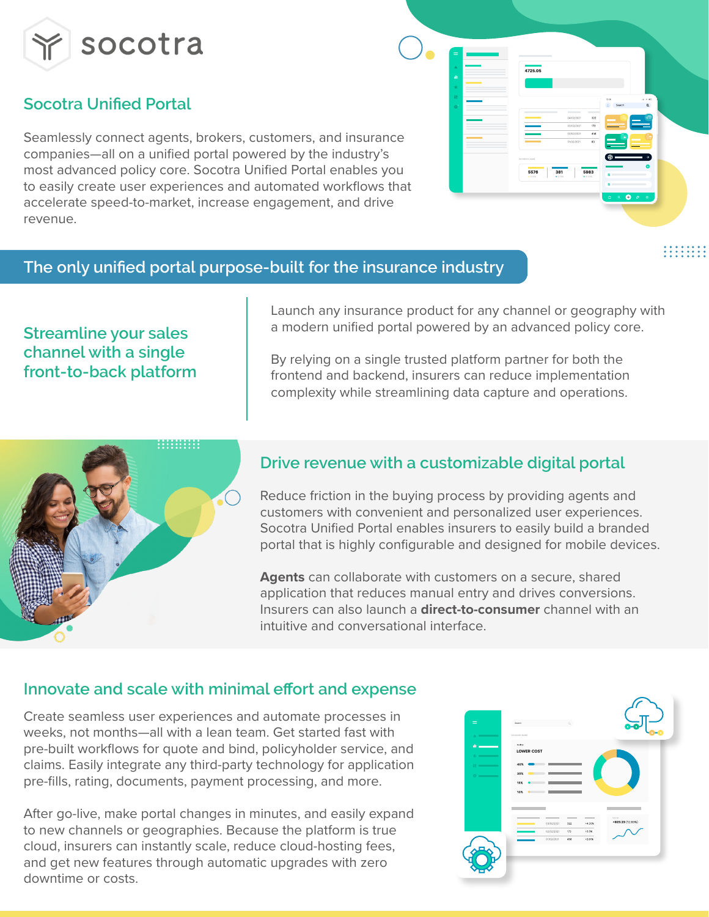# socotra

## Socotra Unified Portal

Seamlessly connect agents, brokers, customers, and insurance companies—all on a unified portal powered by the industry's most advanced policy core. Socotra Unified Portal enables you to easily create user experiences and automated workflows that accelerate speed-to-market, increase engagement, and drive revenue.

## The only unified portal purpose-built for the insurance industry

### Streamline your sales channel with a single front-to-back platform

Launch any insurance product for any channel or geography with a modern unified portal powered by an advanced policy core.

By relying on a single trusted platform partner for both the frontend and backend, insurers can reduce implementation complexity while streamlining data capture and operations.

### Drive revenue with a customizable digital portal

Reduce friction in the buying process by providing agents and customers with convenient and personalized user experiences. Socotra Unified Portal enables insurers to easily build a branded portal that is highly configurable and designed for mobile devices.

**Agents** can collaborate with customers on a secure, shared application that reduces manual entry and drives conversions. Insurers can also launch a **direct-to-consumer** channel with an intuitive and conversational interface.

### Innovate and scale with minimal effort and expense

Create seamless user experiences and automate processes in weeks, not months—all with a lean team. Get started fast with pre-built workflows for quote and bind, policyholder service, and claims. Easily integrate any third-party technology for application pre-fills, rating, documents, payment processing, and more.

After go-live, make portal changes in minutes, and easily expand to new channels or geographies. Because the platform is true cloud, insurers can instantly scale, reduce cloud-hosting fees, and get new features through automatic upgrades with zero downtime or costs.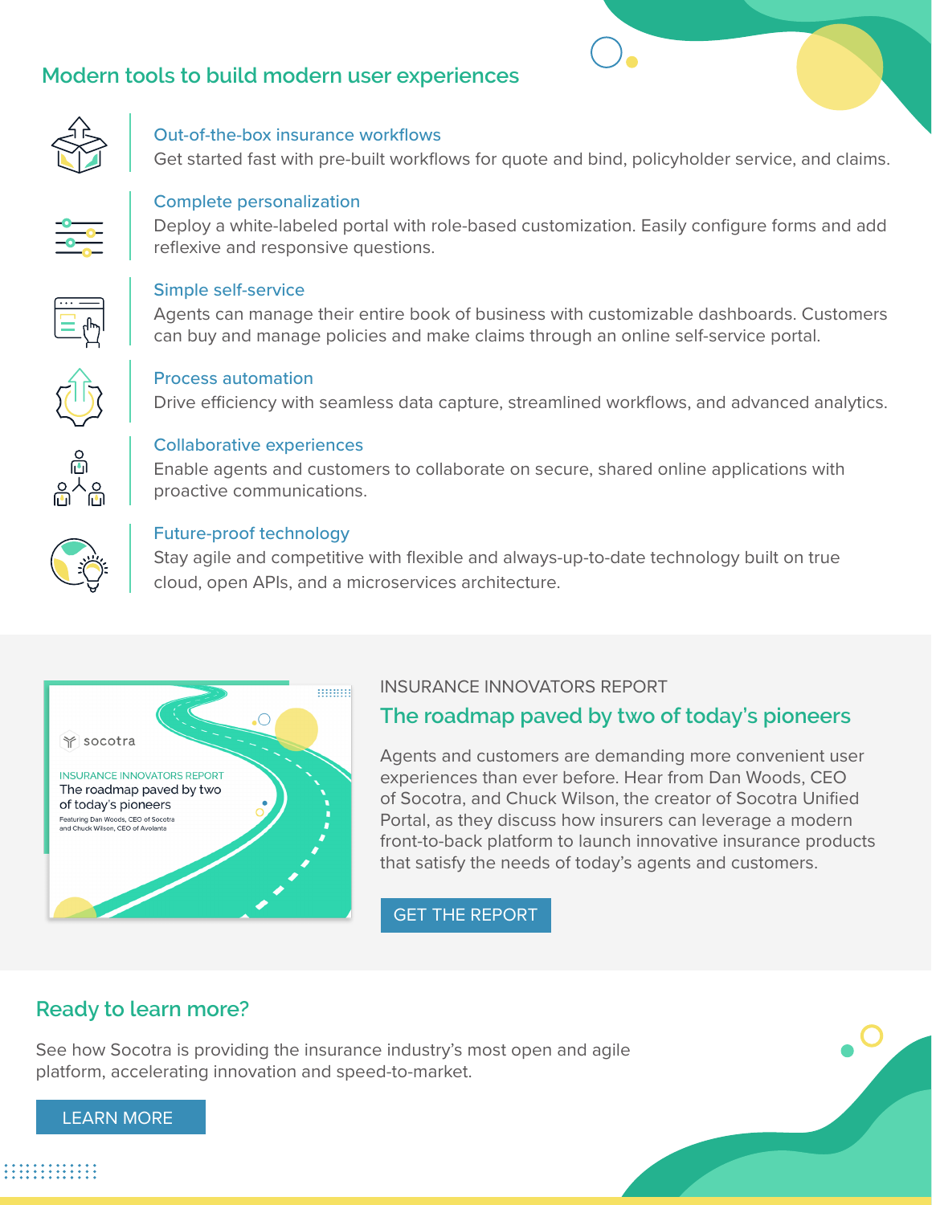## Modern tools to build modern user experiences

### Out-of-the-box insurance workflows

Get started fast with pre-built workflows for quote and bind, policyholder service, and claims.

### Complete personalization

Deploy a white-labeled portal with role-based customization. Easily configure forms and add reflexive and responsive questions.

### Simple self-service

Agents can manage their entire book of business with customizable dashboards. Customers can buy and manage policies and make claims through an online self-service portal.

### Process automation

Drive efficiency with seamless data capture, streamlined workflows, and advanced analytics.

### Collaborative experiences

Enable agents and customers to collaborate on secure, shared online applications with proactive communications.

### Future-proof technology

Stay agile and competitive with flexible and always-up-to-date technology built on true cloud, open APIs, and a microservices architecture.

socotra

INSURANCE INNOVATORS REPORT

The roadmap paved by two of today's pioneers

Featuring Dan Woods, CEO of Socotra and Chuck Wilson, CEO of Avolanta

INSURANCE INNOVATORS REPORT

## The roadmap paved by two of today's pioneers

Agents and customers are demanding more convenient user experiences than ever before. Hear from Dan Woods, CEO of Socotra, and Chuck Wilson, the creator of Socotra Unified Portal, as they discuss how insurers can leverage a modern front-to-back platform to launch innovative insurance products that satisfy the needs of today's agents and customers.

GET THE REPORT

## Ready to learn more?

See how Socotra is providing the insurance industry's most open and agile platform, accelerating innovation and speed-to-market.

LEARN MORE